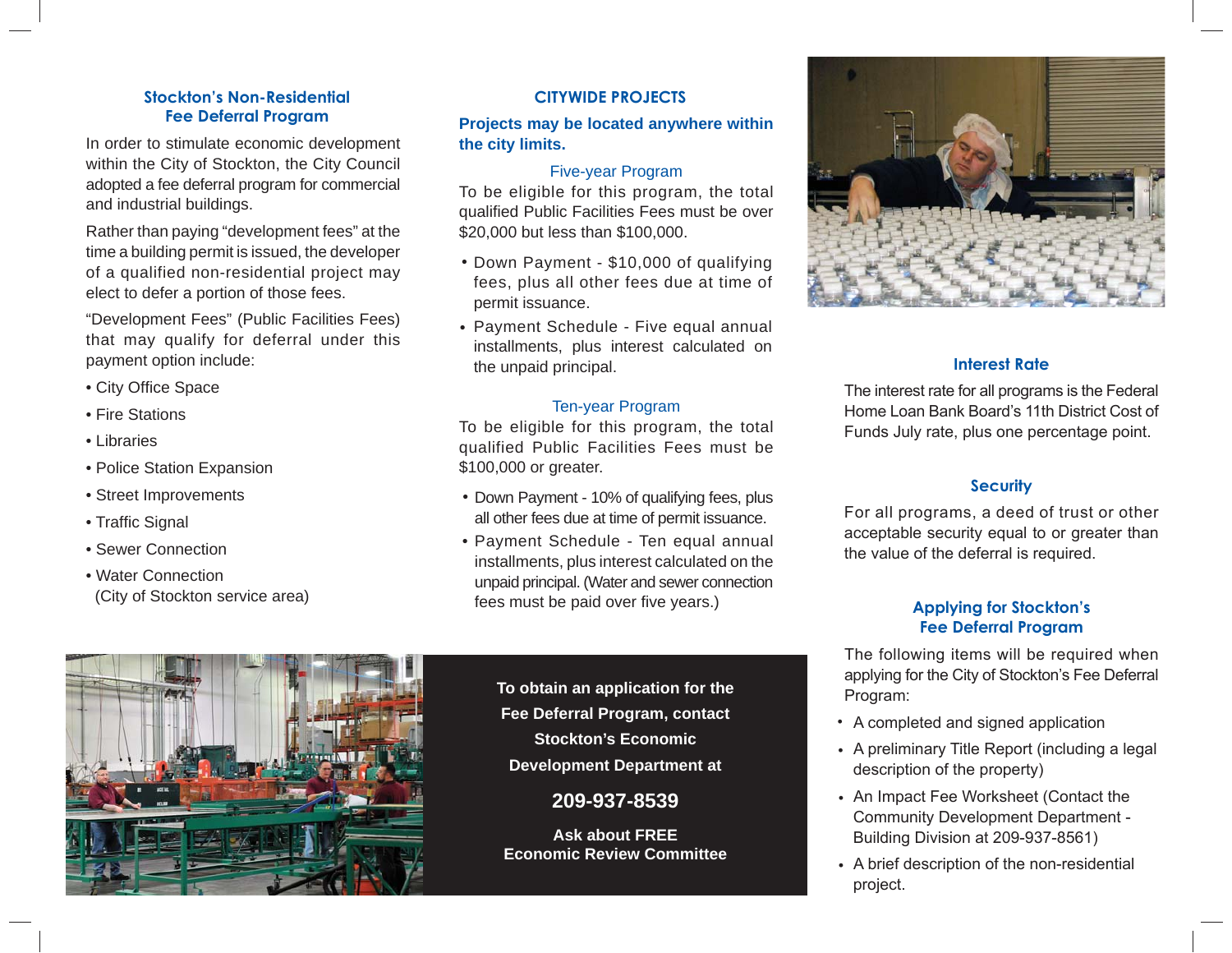## Stockton's Non-Residential Fee Deferral Program

In order to stimulate economic development within the City of Stockton, the City Council adopted a fee deferral program for commercial and industrial buildings.

Rather than paying "development fees" at the time a building permit is issued, the developer of a qualified non-residential project may elect to defer a portion of those fees.

"Development Fees" (Public Facilities Fees) that may qualify for deferral under this payment option include:

- City Office Space
- Fire Stations
- Libraries
- Police Station Expansion
- Street Improvements
- Traffic Signal
- Sewer Connection
- Water Connection (City of Stockton service area)

## CITYWIDE PROJECTS

**Projects may be located anywhere within the city limits.**

### Five-year Program

To be eligible for this program, the total qualified Public Facilities Fees must be over $20,000 but less than $100,000.

- Down Payment - $10,000 of qualifying fees, plus all other fees due at time of permit issuance.
- Payment Schedule - Five equal annual installments, plus interest calculated on the unpaid principal.

### Ten-year Program

To be eligible for this program, the total qualified Public Facilities Fees must be $100,000 or greater.

- Down Payment - 10% of qualifying fees, plus all other fees due at time of permit issuance.
- Payment Schedule - Ten equal annual installments, plus interest calculated on the unpaid principal. (Water and sewer connection fees must be paid over five years.)

**To obtain an application for the Fee Deferral Program, contact Stockton's Economic Development Department at**

**209-937-8539**

**Ask about FREE Economic Review Committee**

## Interest Rate

The interest rate for all programs is the Federal Home Loan Bank Board's 11th District Cost of Funds July rate, plus one percentage point.

## Security

For all programs, a deed of trust or other acceptable security equal to or greater than the value of the deferral is required.

## Applying for Stockton's Fee Deferral Program

The following items will be required when applying for the City of Stockton's Fee Deferral Program:

- A completed and signed application
- A preliminary Title Report (including a legal description of the property)
- An Impact Fee Worksheet (Contact the Community Development Department - Building Division at 209-937-8561)
- A brief description of the non-residential project.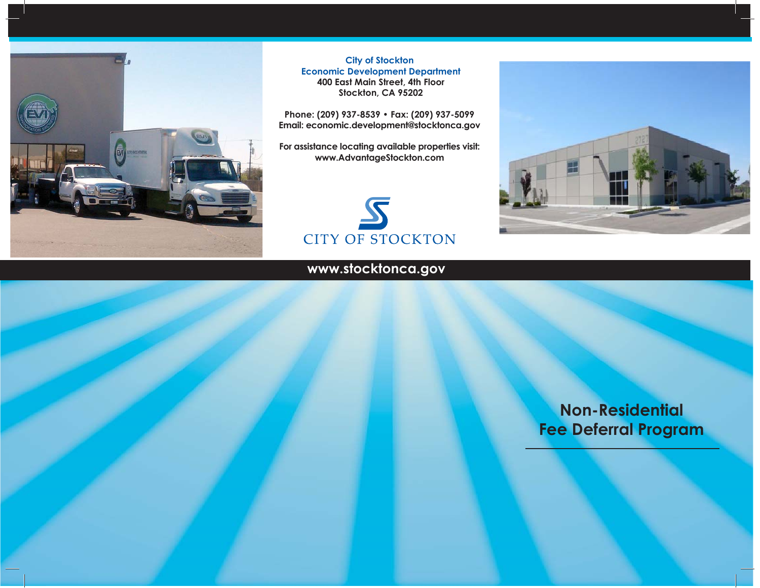City of Stockton
Economic Development Department
400 East Main Street, 4th Floor
Stockton, CA 95202

Phone: (209) 937-8539 • Fax: (209) 937-5099
Email: economic.development@stocktonca.gov

For assistance locating available properties visit:
www.AdvantageStockton.com

CITY OF STOCKTON

www.stocktonca.gov

# Non-Residential Fee Deferral Program